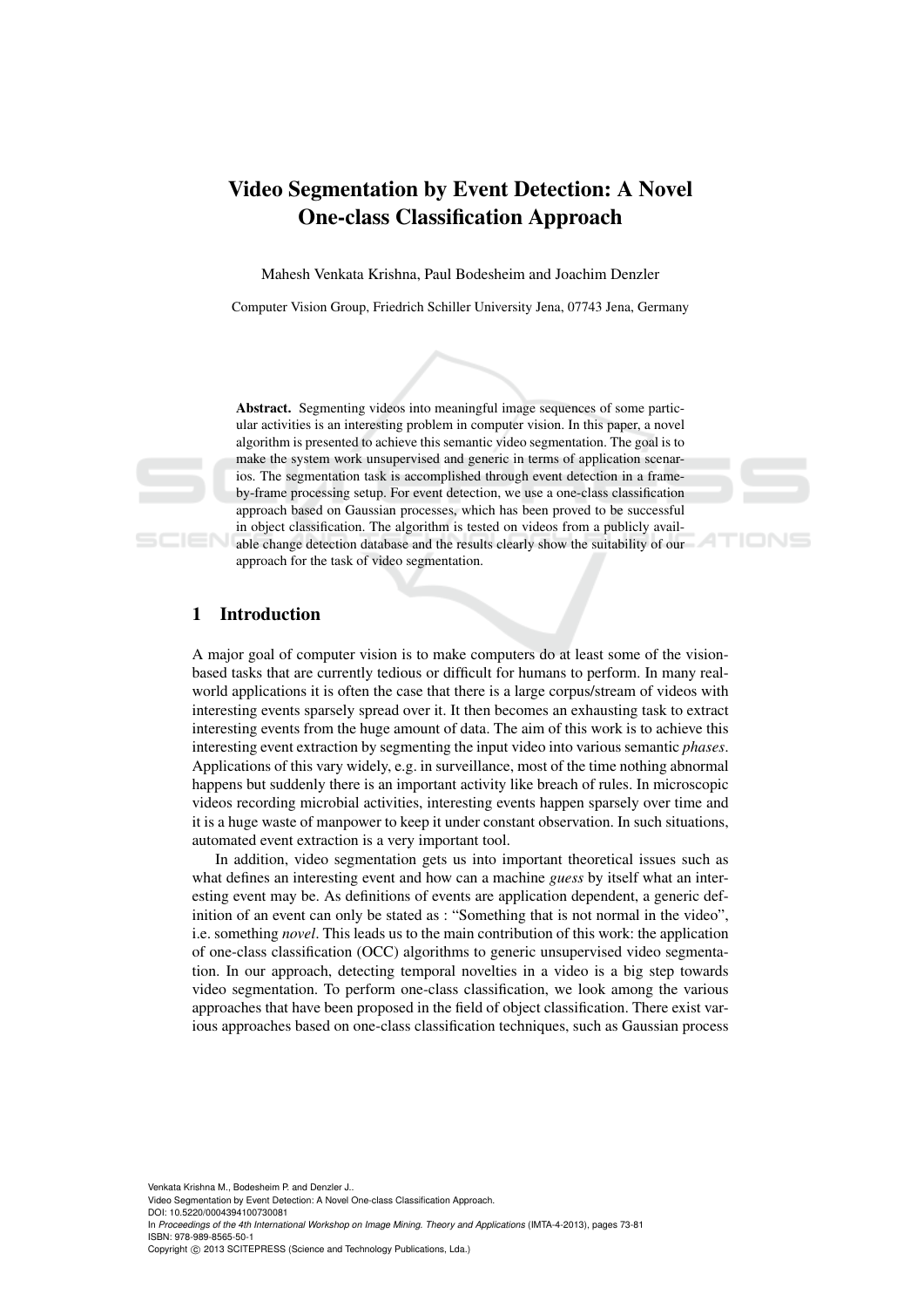# Video Segmentation by Event Detection: A Novel One-class Classification Approach

Mahesh Venkata Krishna, Paul Bodesheim and Joachim Denzler

Computer Vision Group, Friedrich Schiller University Jena, 07743 Jena, Germany

**Abstract.** Segmenting videos into meaningful image sequences of some particular activities is an interesting problem in computer vision. In this paper, a novel algorithm is presented to achieve this semantic video segmentation. The goal is to make the system work unsupervised and generic in terms of application scenarios. The segmentation task is accomplished through event detection in a frame-by-frame processing setup. For event detection, we use a one-class classification approach based on Gaussian processes, which has been proved to be successful in object classification. The algorithm is tested on videos from a publicly available change detection database and the results clearly show the suitability of our approach for the task of video segmentation.

## 1 Introduction

A major goal of computer vision is to make computers do at least some of the vision-based tasks that are currently tedious or difficult for humans to perform. In many real-world applications it is often the case that there is a large corpus/stream of videos with interesting events sparsely spread over it. It then becomes an exhausting task to extract interesting events from the huge amount of data. The aim of this work is to achieve this interesting event extraction by segmenting the input video into various semantic *phases*. Applications of this vary widely, e.g. in surveillance, most of the time nothing abnormal happens but suddenly there is an important activity like breach of rules. In microscopic videos recording microbial activities, interesting events happen sparsely over time and it is a huge waste of manpower to keep it under constant observation. In such situations, automated event extraction is a very important tool.

In addition, video segmentation gets us into important theoretical issues such as what defines an interesting event and how can a machine *guess* by itself what an interesting event may be. As definitions of events are application dependent, a generic definition of an event can only be stated as : "Something that is not normal in the video", i.e. something *novel*. This leads us to the main contribution of this work: the application of one-class classification (OCC) algorithms to generic unsupervised video segmentation. In our approach, detecting temporal novelties in a video is a big step towards video segmentation. To perform one-class classification, we look among the various approaches that have been proposed in the field of object classification. There exist various approaches based on one-class classification techniques, such as Gaussian process

Venkata Krishna M., Bodesheim P. and Denzler J..
Video Segmentation by Event Detection: A Novel One-class Classification Approach.
DOI: 10.5220/0004394100730081
In *Proceedings of the 4th International Workshop on Image Mining. Theory and Applications* (IMTA-4-2013), pages 73-81
ISBN: 978-989-8565-50-1
Copyright © 2013 SCITEPRESS (Science and Technology Publications, Lda.)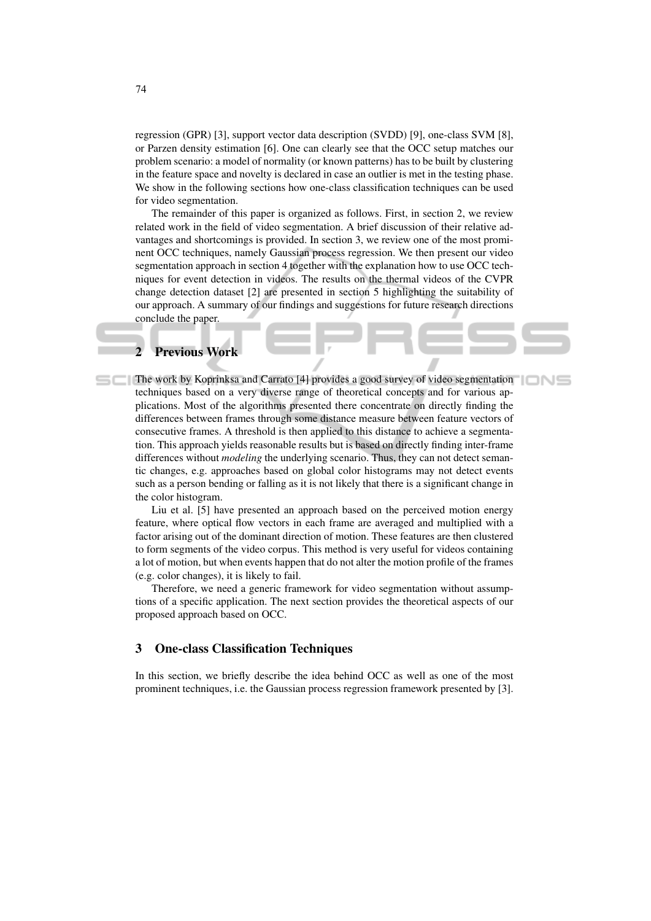regression (GPR) [3], support vector data description (SVDD) [9], one-class SVM [8], or Parzen density estimation [6]. One can clearly see that the OCC setup matches our problem scenario: a model of normality (or known patterns) has to be built by clustering in the feature space and novelty is declared in case an outlier is met in the testing phase. We show in the following sections how one-class classification techniques can be used for video segmentation.

The remainder of this paper is organized as follows. First, in section 2, we review related work in the field of video segmentation. A brief discussion of their relative advantages and shortcomings is provided. In section 3, we review one of the most prominent OCC techniques, namely Gaussian process regression. We then present our video segmentation approach in section 4 together with the explanation how to use OCC techniques for event detection in videos. The results on the thermal videos of the CVPR change detection dataset [2] are presented in section 5 highlighting the suitability of our approach. A summary of our findings and suggestions for future research directions conclude the paper.

## 2 Previous Work

The work by Koprinksa and Carrato [4] provides a good survey of video segmentation techniques based on a very diverse range of theoretical concepts and for various applications. Most of the algorithms presented there concentrate on directly finding the differences between frames through some distance measure between feature vectors of consecutive frames. A threshold is then applied to this distance to achieve a segmentation. This approach yields reasonable results but is based on directly finding inter-frame differences without *modeling* the underlying scenario. Thus, they can not detect semantic changes, e.g. approaches based on global color histograms may not detect events such as a person bending or falling as it is not likely that there is a significant change in the color histogram.

Liu et al. [5] have presented an approach based on the perceived motion energy feature, where optical flow vectors in each frame are averaged and multiplied with a factor arising out of the dominant direction of motion. These features are then clustered to form segments of the video corpus. This method is very useful for videos containing a lot of motion, but when events happen that do not alter the motion profile of the frames (e.g. color changes), it is likely to fail.

Therefore, we need a generic framework for video segmentation without assumptions of a specific application. The next section provides the theoretical aspects of our proposed approach based on OCC.

## 3 One-class Classification Techniques

In this section, we briefly describe the idea behind OCC as well as one of the most prominent techniques, i.e. the Gaussian process regression framework presented by [3].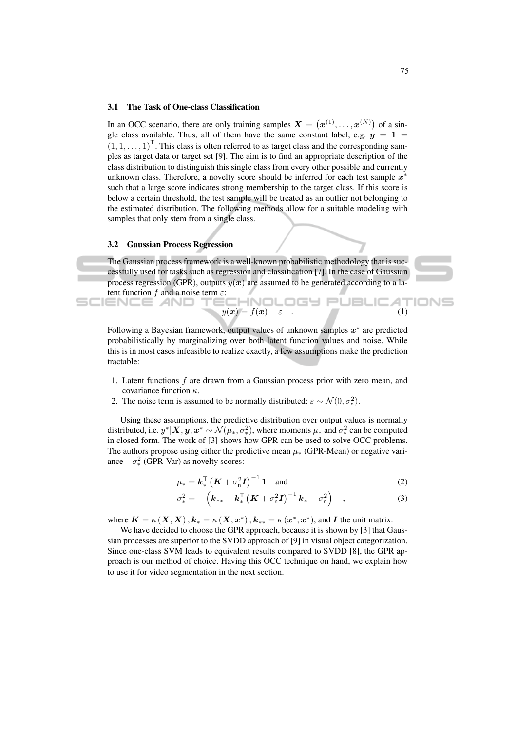### 3.1 The Task of One-class Classification

In an OCC scenario, there are only training samples $\boldsymbol{X} = \left(\boldsymbol{x}^{(1)}, \ldots, \boldsymbol{x}^{(N)}\right)$ of a single class available. Thus, all of them have the same constant label, e.g. $\boldsymbol{y} = \mathbf{1} = (1, 1, \ldots, 1)^{\mathsf{T}}$. This class is often referred to as target class and the corresponding samples as target data or target set [9]. The aim is to find an appropriate description of the class distribution to distinguish this single class from every other possible and currently unknown class. Therefore, a novelty score should be inferred for each test sample $\boldsymbol{x}^*$ such that a large score indicates strong membership to the target class. If this score is below a certain threshold, the test sample will be treated as an outlier not belonging to the estimated distribution. The following methods allow for a suitable modeling with samples that only stem from a single class.

### 3.2 Gaussian Process Regression

The Gaussian process framework is a well-known probabilistic methodology that is successfully used for tasks such as regression and classification [7]. In the case of Gaussian process regression (GPR), outputs $y(\boldsymbol{x})$ are assumed to be generated according to a latent function $f$ and a noise term $\varepsilon$:

$$y(\boldsymbol{x}) = f(\boldsymbol{x}) + \varepsilon \quad . \tag{1}$$

Following a Bayesian framework, output values of unknown samples $\boldsymbol{x}^*$ are predicted probabilistically by marginalizing over both latent function values and noise. While this is in most cases infeasible to realize exactly, a few assumptions make the prediction tractable:

1. Latent functions $f$ are drawn from a Gaussian process prior with zero mean, and covariance function $\kappa$.
2. The noise term is assumed to be normally distributed: $\varepsilon \sim \mathcal{N}(0, \sigma_{\mathsf{n}}^2)$.

Using these assumptions, the predictive distribution over output values is normally distributed, i.e. $y^*|\boldsymbol{X}, \boldsymbol{y}, \boldsymbol{x}^* \sim \mathcal{N}(\mu_*, \sigma_*^2)$, where moments $\mu_*$ and $\sigma_*^2$ can be computed in closed form. The work of [3] shows how GPR can be used to solve OCC problems. The authors propose using either the predictive mean $\mu_*$ (GPR-Mean) or negative variance $-\sigma_*^2$ (GPR-Var) as novelty scores:

$$\mu_* = \boldsymbol{k}_*^{\mathsf{T}} \left(\boldsymbol{K} + \sigma_{\mathsf{n}}^2 \boldsymbol{I}\right)^{-1} \mathbf{1} \quad \text{and} \tag{2}$$

$$-\sigma_*^2 = -\left(\boldsymbol{k}_{**} - \boldsymbol{k}_*^{\mathsf{T}} \left(\boldsymbol{K} + \sigma_{\mathsf{n}}^2 \boldsymbol{I}\right)^{-1} \boldsymbol{k}_* + \sigma_{\mathsf{n}}^2\right) \quad , \tag{3}$$

where $\boldsymbol{K} = \kappa\left(\boldsymbol{X}, \boldsymbol{X}\right), \boldsymbol{k}_* = \kappa\left(\boldsymbol{X}, \boldsymbol{x}^*\right), \boldsymbol{k}_{**} = \kappa\left(\boldsymbol{x}^*, \boldsymbol{x}^*\right)$, and $\boldsymbol{I}$ the unit matrix.

We have decided to choose the GPR approach, because it is shown by [3] that Gaussian processes are superior to the SVDD approach of [9] in visual object categorization. Since one-class SVM leads to equivalent results compared to SVDD [8], the GPR approach is our method of choice. Having this OCC technique on hand, we explain how to use it for video segmentation in the next section.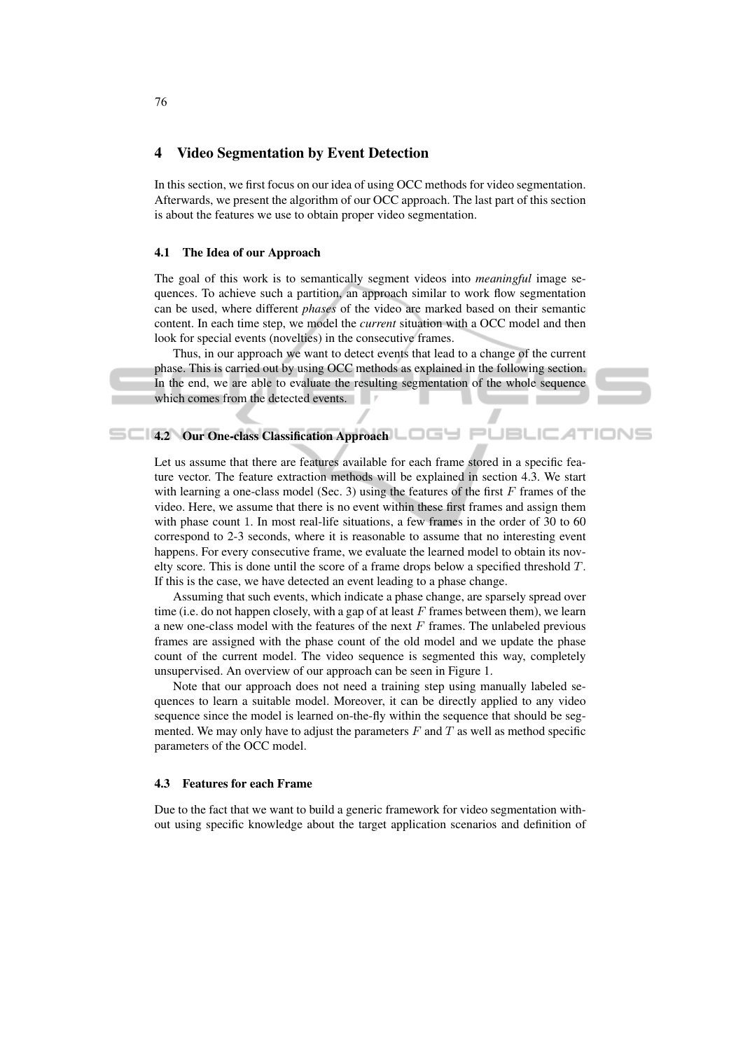## 4 Video Segmentation by Event Detection

In this section, we first focus on our idea of using OCC methods for video segmentation. Afterwards, we present the algorithm of our OCC approach. The last part of this section is about the features we use to obtain proper video segmentation.

### 4.1 The Idea of our Approach

The goal of this work is to semantically segment videos into *meaningful* image sequences. To achieve such a partition, an approach similar to work flow segmentation can be used, where different *phases* of the video are marked based on their semantic content. In each time step, we model the *current* situation with a OCC model and then look for special events (novelties) in the consecutive frames.

Thus, in our approach we want to detect events that lead to a change of the current phase. This is carried out by using OCC methods as explained in the following section. In the end, we are able to evaluate the resulting segmentation of the whole sequence which comes from the detected events.

### 4.2 Our One-class Classification Approach

Let us assume that there are features available for each frame stored in a specific feature vector. The feature extraction methods will be explained in section 4.3. We start with learning a one-class model (Sec. 3) using the features of the first $F$ frames of the video. Here, we assume that there is no event within these first frames and assign them with phase count 1. In most real-life situations, a few frames in the order of 30 to 60 correspond to 2-3 seconds, where it is reasonable to assume that no interesting event happens. For every consecutive frame, we evaluate the learned model to obtain its novelty score. This is done until the score of a frame drops below a specified threshold $T$. If this is the case, we have detected an event leading to a phase change.

Assuming that such events, which indicate a phase change, are sparsely spread over time (i.e. do not happen closely, with a gap of at least $F$ frames between them), we learn a new one-class model with the features of the next $F$ frames. The unlabeled previous frames are assigned with the phase count of the old model and we update the phase count of the current model. The video sequence is segmented this way, completely unsupervised. An overview of our approach can be seen in Figure 1.

Note that our approach does not need a training step using manually labeled sequences to learn a suitable model. Moreover, it can be directly applied to any video sequence since the model is learned on-the-fly within the sequence that should be segmented. We may only have to adjust the parameters $F$ and $T$ as well as method specific parameters of the OCC model.

### 4.3 Features for each Frame

Due to the fact that we want to build a generic framework for video segmentation without using specific knowledge about the target application scenarios and definition of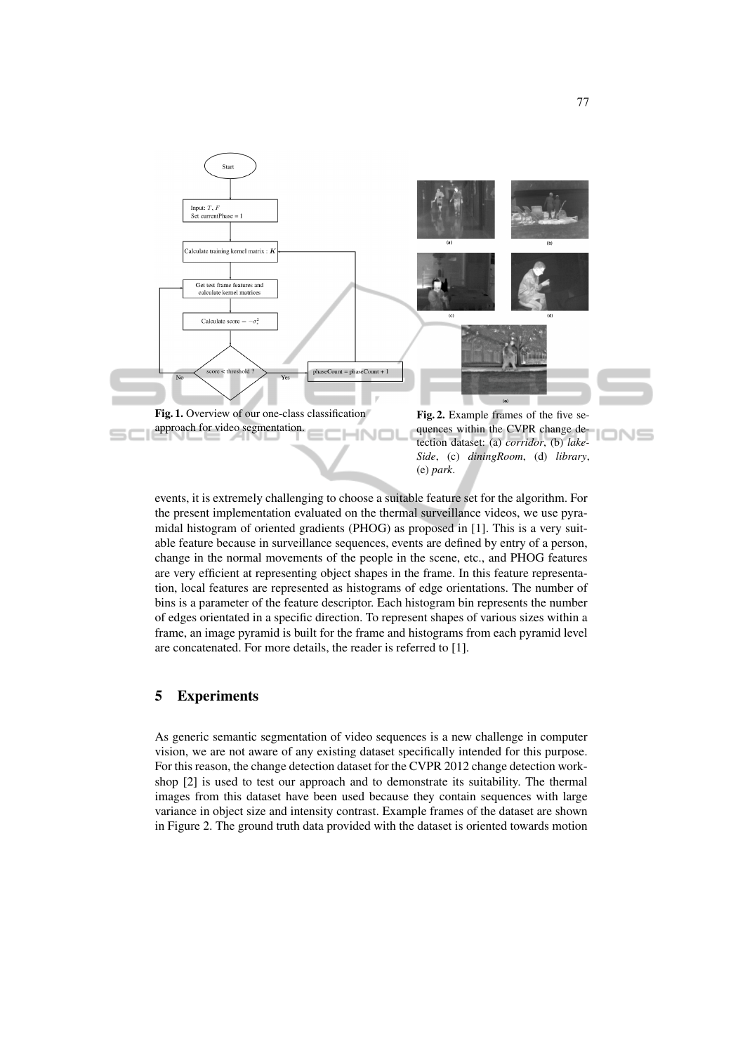Fig. 1. Overview of our one-class classification approach for video segmentation.

Fig. 2. Example frames of the five sequences within the CVPR change detection dataset: (a) *corridor*, (b) *lakeSide*, (c) *diningRoom*, (d) *library*, (e) *park*.

events, it is extremely challenging to choose a suitable feature set for the algorithm. For the present implementation evaluated on the thermal surveillance videos, we use pyramidal histogram of oriented gradients (PHOG) as proposed in [1]. This is a very suitable feature because in surveillance sequences, events are defined by entry of a person, change in the normal movements of the people in the scene, etc., and PHOG features are very efficient at representing object shapes in the frame. In this feature representation, local features are represented as histograms of edge orientations. The number of bins is a parameter of the feature descriptor. Each histogram bin represents the number of edges orientated in a specific direction. To represent shapes of various sizes within a frame, an image pyramid is built for the frame and histograms from each pyramid level are concatenated. For more details, the reader is referred to [1].

## 5 Experiments

As generic semantic segmentation of video sequences is a new challenge in computer vision, we are not aware of any existing dataset specifically intended for this purpose. For this reason, the change detection dataset for the CVPR 2012 change detection workshop [2] is used to test our approach and to demonstrate its suitability. The thermal images from this dataset have been used because they contain sequences with large variance in object size and intensity contrast. Example frames of the dataset are shown in Figure 2. The ground truth data provided with the dataset is oriented towards motion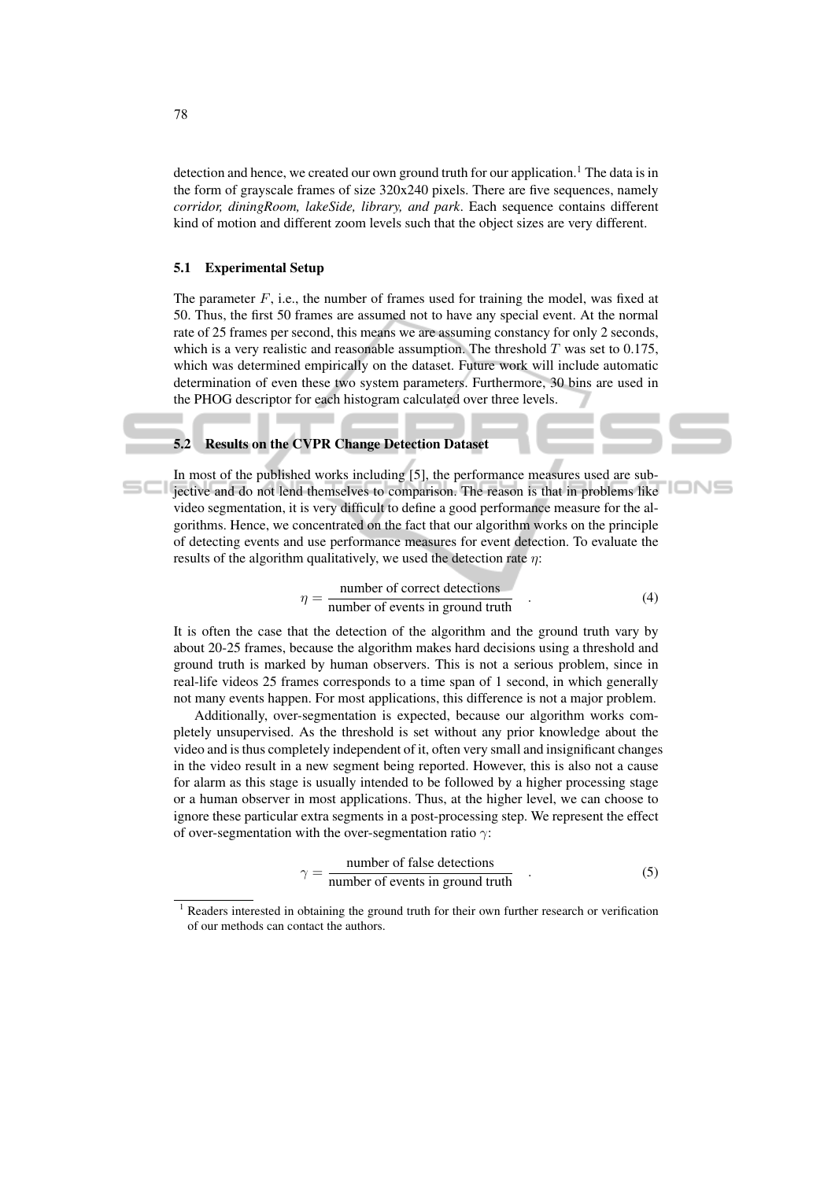detection and hence, we created our own ground truth for our application.[1] The data is in the form of grayscale frames of size 320x240 pixels. There are five sequences, namely *corridor, diningRoom, lakeSide, library, and park*. Each sequence contains different kind of motion and different zoom levels such that the object sizes are very different.

### 5.1 Experimental Setup

The parameter $F$, i.e., the number of frames used for training the model, was fixed at 50. Thus, the first 50 frames are assumed not to have any special event. At the normal rate of 25 frames per second, this means we are assuming constancy for only 2 seconds, which is a very realistic and reasonable assumption. The threshold $T$ was set to 0.175, which was determined empirically on the dataset. Future work will include automatic determination of even these two system parameters. Furthermore, 30 bins are used in the PHOG descriptor for each histogram calculated over three levels.

### 5.2 Results on the CVPR Change Detection Dataset

In most of the published works including [5], the performance measures used are subjective and do not lend themselves to comparison. The reason is that in problems like video segmentation, it is very difficult to define a good performance measure for the algorithms. Hence, we concentrated on the fact that our algorithm works on the principle of detecting events and use performance measures for event detection. To evaluate the results of the algorithm qualitatively, we used the detection rate $\eta$:

$$\eta = \frac{\text{number of correct detections}}{\text{number of events in ground truth}} \quad . \tag{4}$$

It is often the case that the detection of the algorithm and the ground truth vary by about 20-25 frames, because the algorithm makes hard decisions using a threshold and ground truth is marked by human observers. This is not a serious problem, since in real-life videos 25 frames corresponds to a time span of 1 second, in which generally not many events happen. For most applications, this difference is not a major problem.

Additionally, over-segmentation is expected, because our algorithm works completely unsupervised. As the threshold is set without any prior knowledge about the video and is thus completely independent of it, often very small and insignificant changes in the video result in a new segment being reported. However, this is also not a cause for alarm as this stage is usually intended to be followed by a higher processing stage or a human observer in most applications. Thus, at the higher level, we can choose to ignore these particular extra segments in a post-processing step. We represent the effect of over-segmentation with the over-segmentation ratio $\gamma$:

$$\gamma = \frac{\text{number of false detections}}{\text{number of events in ground truth}} \quad . \tag{5}$$

[1] Readers interested in obtaining the ground truth for their own further research or verification of our methods can contact the authors.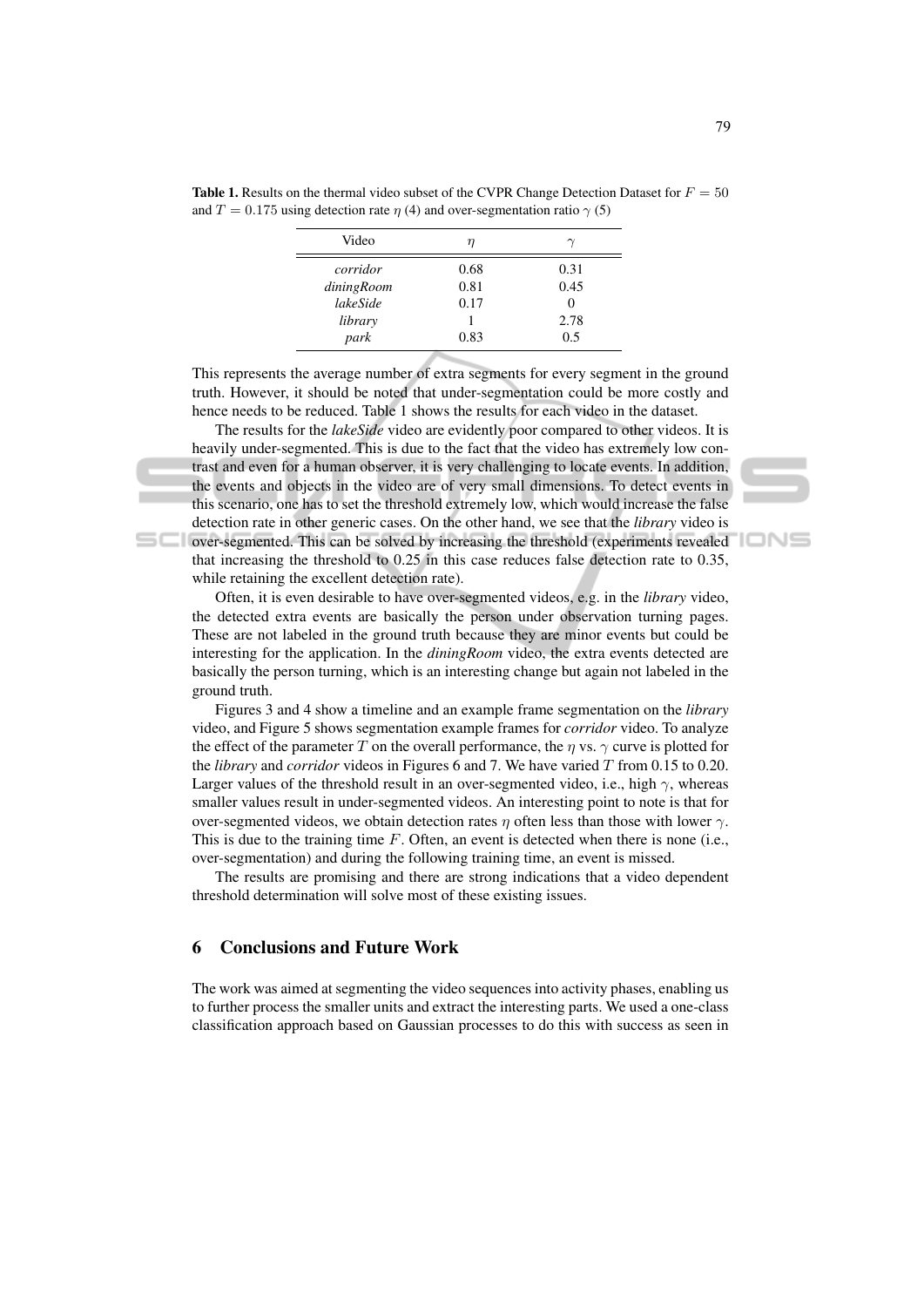**Table 1.** Results on the thermal video subset of the CVPR Change Detection Dataset for $F = 50$ and $T = 0.175$ using detection rate $\eta$ (4) and over-segmentation ratio $\gamma$ (5)

| Video | $\eta$ | $\gamma$ |
|---|---|---|
| *corridor* | 0.68 | 0.31 |
| *diningRoom* | 0.81 | 0.45 |
| *lakeSide* | 0.17 | 0 |
| *library* | 1 | 2.78 |
| *park* | 0.83 | 0.5 |

This represents the average number of extra segments for every segment in the ground truth. However, it should be noted that under-segmentation could be more costly and hence needs to be reduced. Table 1 shows the results for each video in the dataset.

The results for the *lakeSide* video are evidently poor compared to other videos. It is heavily under-segmented. This is due to the fact that the video has extremely low contrast and even for a human observer, it is very challenging to locate events. In addition, the events and objects in the video are of very small dimensions. To detect events in this scenario, one has to set the threshold extremely low, which would increase the false detection rate in other generic cases. On the other hand, we see that the *library* video is over-segmented. This can be solved by increasing the threshold (experiments revealed that increasing the threshold to 0.25 in this case reduces false detection rate to 0.35, while retaining the excellent detection rate).

Often, it is even desirable to have over-segmented videos, e.g. in the *library* video, the detected extra events are basically the person under observation turning pages. These are not labeled in the ground truth because they are minor events but could be interesting for the application. In the *diningRoom* video, the extra events detected are basically the person turning, which is an interesting change but again not labeled in the ground truth.

Figures 3 and 4 show a timeline and an example frame segmentation on the *library* video, and Figure 5 shows segmentation example frames for *corridor* video. To analyze the effect of the parameter $T$ on the overall performance, the $\eta$ vs. $\gamma$ curve is plotted for the *library* and *corridor* videos in Figures 6 and 7. We have varied $T$ from 0.15 to 0.20. Larger values of the threshold result in an over-segmented video, i.e., high $\gamma$, whereas smaller values result in under-segmented videos. An interesting point to note is that for over-segmented videos, we obtain detection rates $\eta$ often less than those with lower $\gamma$. This is due to the training time $F$. Often, an event is detected when there is none (i.e., over-segmentation) and during the following training time, an event is missed.

The results are promising and there are strong indications that a video dependent threshold determination will solve most of these existing issues.

## 6 Conclusions and Future Work

The work was aimed at segmenting the video sequences into activity phases, enabling us to further process the smaller units and extract the interesting parts. We used a one-class classification approach based on Gaussian processes to do this with success as seen in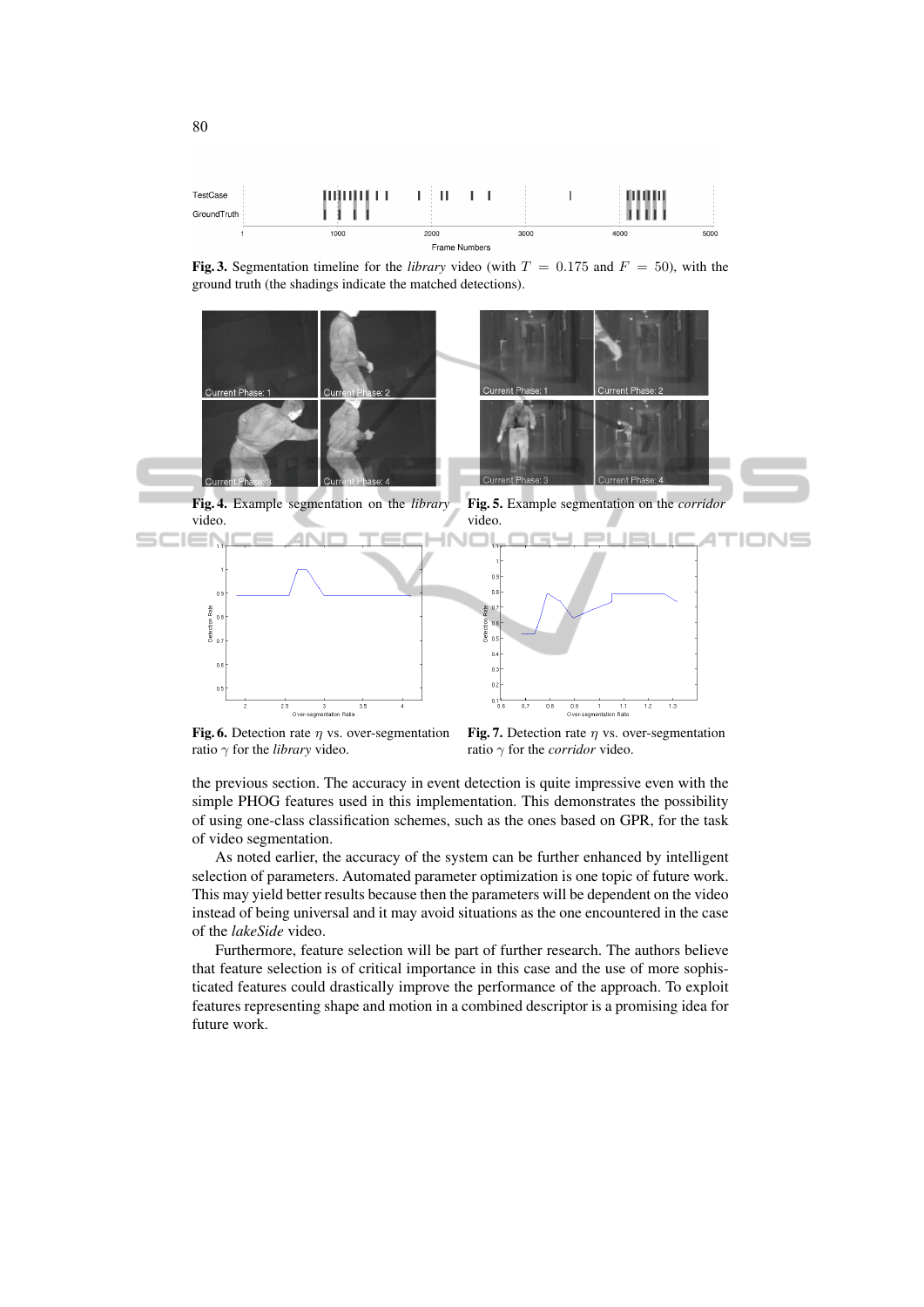**Fig. 3.** Segmentation timeline for the *library* video (with $T = 0.175$ and $F = 50$), with the ground truth (the shadings indicate the matched detections).

**Fig. 4.** Example segmentation on the *library* video.

**Fig. 5.** Example segmentation on the *corridor* video.

**Fig. 6.** Detection rate $\eta$ vs. over-segmentation ratio $\gamma$ for the *library* video.

**Fig. 7.** Detection rate $\eta$ vs. over-segmentation ratio $\gamma$ for the *corridor* video.

the previous section. The accuracy in event detection is quite impressive even with the simple PHOG features used in this implementation. This demonstrates the possibility of using one-class classification schemes, such as the ones based on GPR, for the task of video segmentation.

As noted earlier, the accuracy of the system can be further enhanced by intelligent selection of parameters. Automated parameter optimization is one topic of future work. This may yield better results because then the parameters will be dependent on the video instead of being universal and it may avoid situations as the one encountered in the case of the *lakeSide* video.

Furthermore, feature selection will be part of further research. The authors believe that feature selection is of critical importance in this case and the use of more sophisticated features could drastically improve the performance of the approach. To exploit features representing shape and motion in a combined descriptor is a promising idea for future work.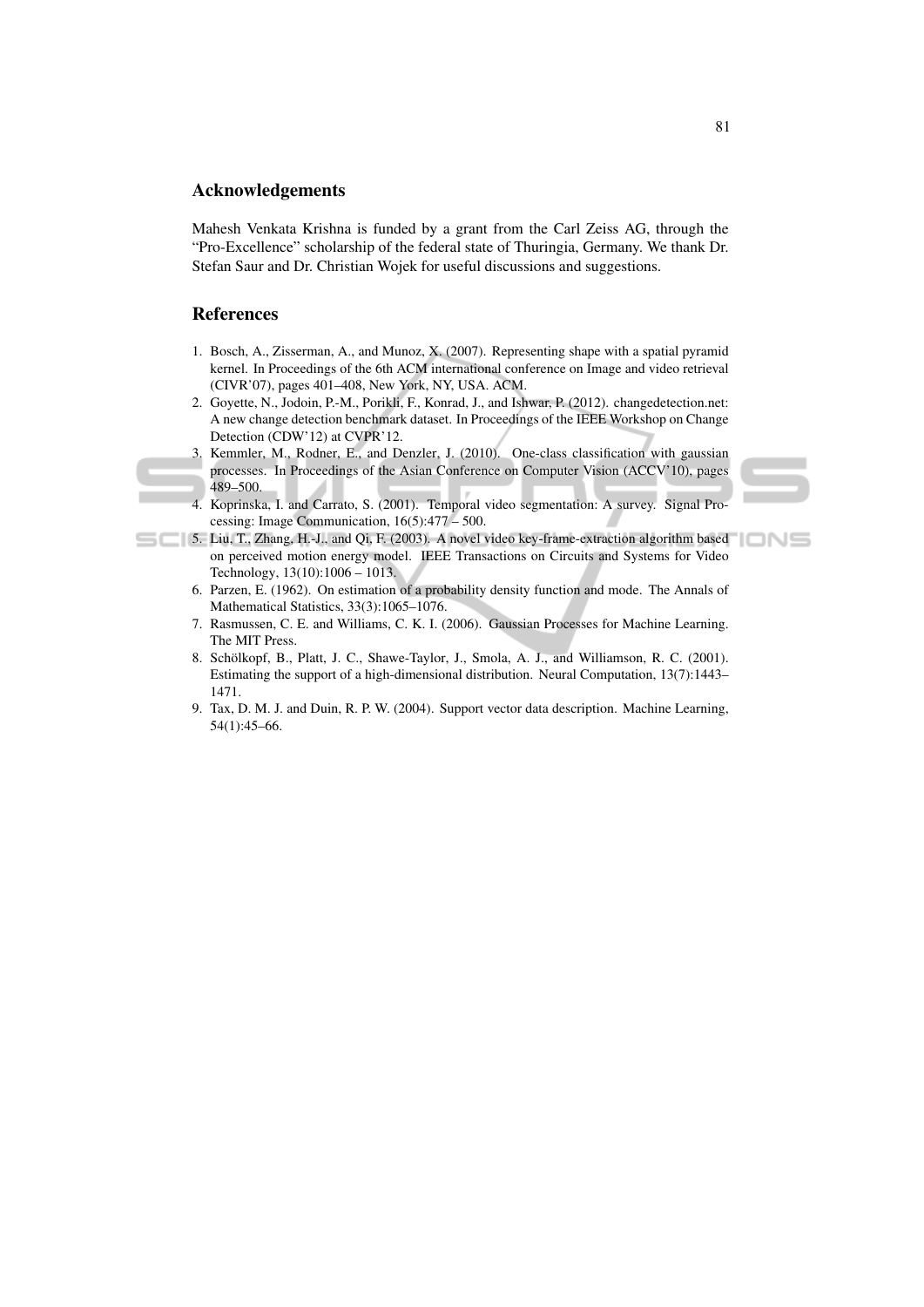## Acknowledgements

Mahesh Venkata Krishna is funded by a grant from the Carl Zeiss AG, through the "Pro-Excellence" scholarship of the federal state of Thuringia, Germany. We thank Dr. Stefan Saur and Dr. Christian Wojek for useful discussions and suggestions.

## References

1. Bosch, A., Zisserman, A., and Munoz, X. (2007). Representing shape with a spatial pyramid kernel. In Proceedings of the 6th ACM international conference on Image and video retrieval (CIVR'07), pages 401–408, New York, NY, USA. ACM.
2. Goyette, N., Jodoin, P.-M., Porikli, F., Konrad, J., and Ishwar, P. (2012). changedetection.net: A new change detection benchmark dataset. In Proceedings of the IEEE Workshop on Change Detection (CDW'12) at CVPR'12.
3. Kemmler, M., Rodner, E., and Denzler, J. (2010). One-class classification with gaussian processes. In Proceedings of the Asian Conference on Computer Vision (ACCV'10), pages 489–500.
4. Koprinska, I. and Carrato, S. (2001). Temporal video segmentation: A survey. Signal Processing: Image Communication, 16(5):477 – 500.
5. Liu, T., Zhang, H.-J., and Qi, F. (2003). A novel video key-frame-extraction algorithm based on perceived motion energy model. IEEE Transactions on Circuits and Systems for Video Technology, 13(10):1006 – 1013.
6. Parzen, E. (1962). On estimation of a probability density function and mode. The Annals of Mathematical Statistics, 33(3):1065–1076.
7. Rasmussen, C. E. and Williams, C. K. I. (2006). Gaussian Processes for Machine Learning. The MIT Press.
8. Schölkopf, B., Platt, J. C., Shawe-Taylor, J., Smola, A. J., and Williamson, R. C. (2001). Estimating the support of a high-dimensional distribution. Neural Computation, 13(7):1443–1471.
9. Tax, D. M. J. and Duin, R. P. W. (2004). Support vector data description. Machine Learning, 54(1):45–66.